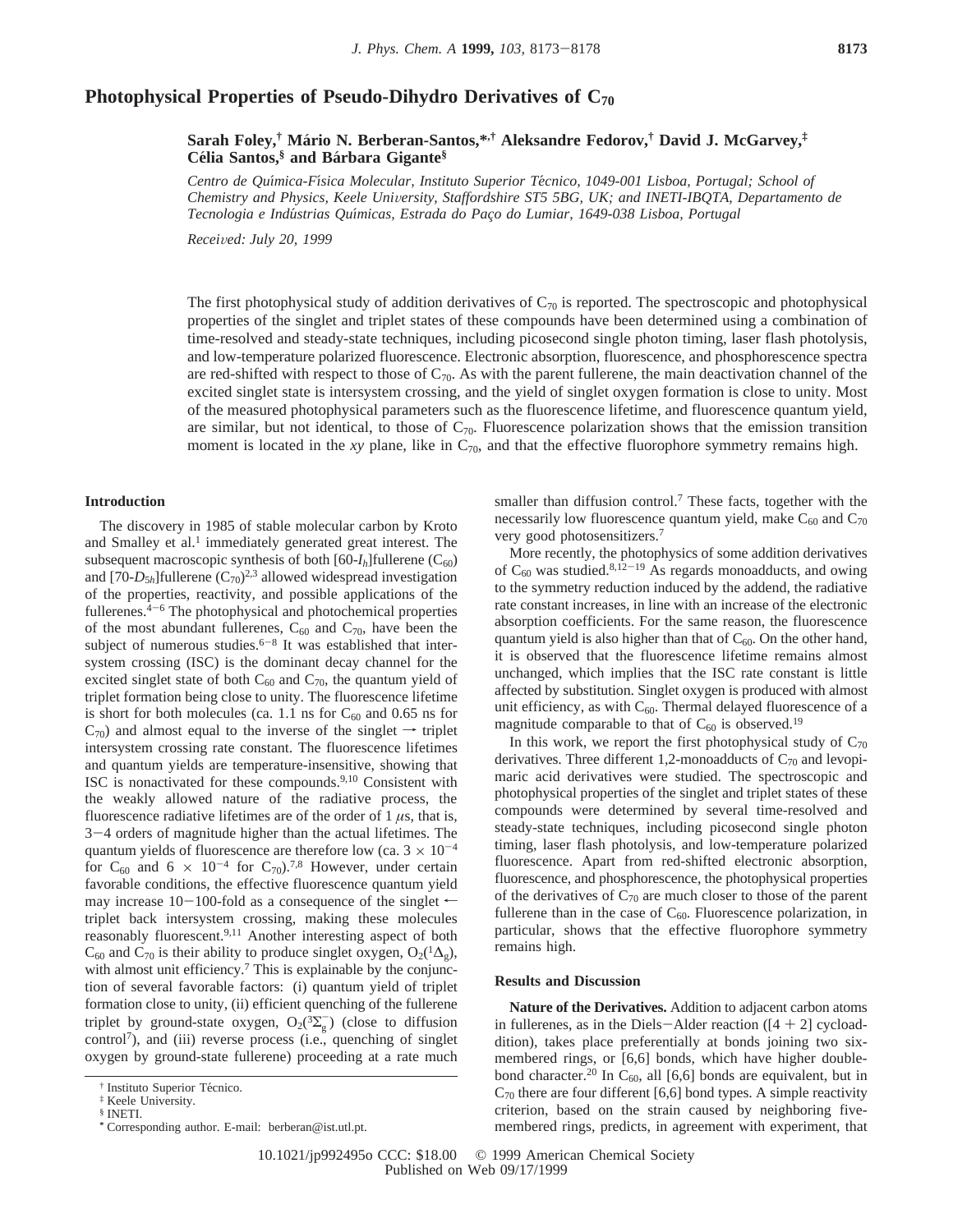# Photophysical Properties of Pseudo-Dihydro Derivatives of $C_{70}$

**Sarah Foley,[†] Mário N. Berberan-Santos,*[,†] Aleksandre Fedorov,[†] David J. McGarvey,[‡] Célia Santos,[§] and Bárbara Gigante[§]**

*Centro de Química-Física Molecular, Instituto Superior Técnico, 1049-001 Lisboa, Portugal; School of Chemistry and Physics, Keele University, Staffordshire ST5 5BG, UK; and INETI-IBQTA, Departamento de Tecnologia e Indústrias Químicas, Estrada do Paço do Lumiar, 1649-038 Lisboa, Portugal*

*Received: July 20, 1999*

The first photophysical study of addition derivatives of $C_{70}$ is reported. The spectroscopic and photophysical properties of the singlet and triplet states of these compounds have been determined using a combination of time-resolved and steady-state techniques, including picosecond single photon timing, laser flash photolysis, and low-temperature polarized fluorescence. Electronic absorption, fluorescence, and phosphorescence spectra are red-shifted with respect to those of $C_{70}$. As with the parent fullerene, the main deactivation channel of the excited singlet state is intersystem crossing, and the yield of singlet oxygen formation is close to unity. Most of the measured photophysical parameters such as the fluorescence lifetime, and fluorescence quantum yield, are similar, but not identical, to those of $C_{70}$. Fluorescence polarization shows that the emission transition moment is located in the *xy* plane, like in $C_{70}$, and that the effective fluorophore symmetry remains high.

### Introduction

The discovery in 1985 of stable molecular carbon by Kroto and Smalley et al.[1] immediately generated great interest. The subsequent macroscopic synthesis of both [60-$I_h$]fullerene ($C_{60}$) and [70-$D_{5h}$]fullerene ($C_{70}$)[2,3] allowed widespread investigation of the properties, reactivity, and possible applications of the fullerenes.[4−6] The photophysical and photochemical properties of the most abundant fullerenes, $C_{60}$ and $C_{70}$, have been the subject of numerous studies.[6−8] It was established that intersystem crossing (ISC) is the dominant decay channel for the excited singlet state of both $C_{60}$ and $C_{70}$, the quantum yield of triplet formation being close to unity. The fluorescence lifetime is short for both molecules (ca. 1.1 ns for $C_{60}$ and 0.65 ns for $C_{70}$) and almost equal to the inverse of the singlet → triplet intersystem crossing rate constant. The fluorescence lifetimes and quantum yields are temperature-insensitive, showing that ISC is nonactivated for these compounds.[9,10] Consistent with the weakly allowed nature of the radiative process, the fluorescence radiative lifetimes are of the order of 1 $\mu$s, that is, 3−4 orders of magnitude higher than the actual lifetimes. The quantum yields of fluorescence are therefore low (ca. $3 \times 10^{-4}$ for $C_{60}$ and $6 \times 10^{-4}$ for $C_{70}$).[7,8] However, under certain favorable conditions, the effective fluorescence quantum yield may increase 10−100-fold as a consequence of the singlet ← triplet back intersystem crossing, making these molecules reasonably fluorescent.[9,11] Another interesting aspect of both $C_{60}$ and $C_{70}$ is their ability to produce singlet oxygen, $O_2(^1\Delta_g)$, with almost unit efficiency.[7] This is explainable by the conjunction of several favorable factors: (i) quantum yield of triplet formation close to unity, (ii) efficient quenching of the fullerene triplet by ground-state oxygen, $O_2(^3\Sigma_g^-)$ (close to diffusion control[7]), and (iii) reverse process (i.e., quenching of singlet oxygen by ground-state fullerene) proceeding at a rate much smaller than diffusion control.[7] These facts, together with the necessarily low fluorescence quantum yield, make $C_{60}$ and $C_{70}$ very good photosensitizers.[7]

More recently, the photophysics of some addition derivatives of $C_{60}$ was studied.[8,12−19] As regards monoadducts, and owing to the symmetry reduction induced by the addend, the radiative rate constant increases, in line with an increase of the electronic absorption coefficients. For the same reason, the fluorescence quantum yield is also higher than that of $C_{60}$. On the other hand, it is observed that the fluorescence lifetime remains almost unchanged, which implies that the ISC rate constant is little affected by substitution. Singlet oxygen is produced with almost unit efficiency, as with $C_{60}$. Thermal delayed fluorescence of a magnitude comparable to that of $C_{60}$ is observed.[19]

In this work, we report the first photophysical study of $C_{70}$ derivatives. Three different 1,2-monoadducts of $C_{70}$ and levopimaric acid derivatives were studied. The spectroscopic and photophysical properties of the singlet and triplet states of these compounds were determined by several time-resolved and steady-state techniques, including picosecond single photon timing, laser flash photolysis, and low-temperature polarized fluorescence. Apart from red-shifted electronic absorption, fluorescence, and phosphorescence, the photophysical properties of the derivatives of $C_{70}$ are much closer to those of the parent fullerene than in the case of $C_{60}$. Fluorescence polarization, in particular, shows that the effective fluorophore symmetry remains high.

### Results and Discussion

**Nature of the Derivatives.** Addition to adjacent carbon atoms in fullerenes, as in the Diels−Alder reaction ([4 + 2] cycloaddition), takes place preferentially at bonds joining two six-membered rings, or [6,6] bonds, which have higher double-bond character.[20] In $C_{60}$, all [6,6] bonds are equivalent, but in $C_{70}$ there are four different [6,6] bond types. A simple reactivity criterion, based on the strain caused by neighboring five-membered rings, predicts, in agreement with experiment, that

[†] Instituto Superior Técnico.
[‡] Keele University.
[§] INETI.
\* Corresponding author. E-mail: berberan@ist.utl.pt.

10.1021/jp992495o CCC: $18.00 © 1999 American Chemical Society
Published on Web 09/17/1999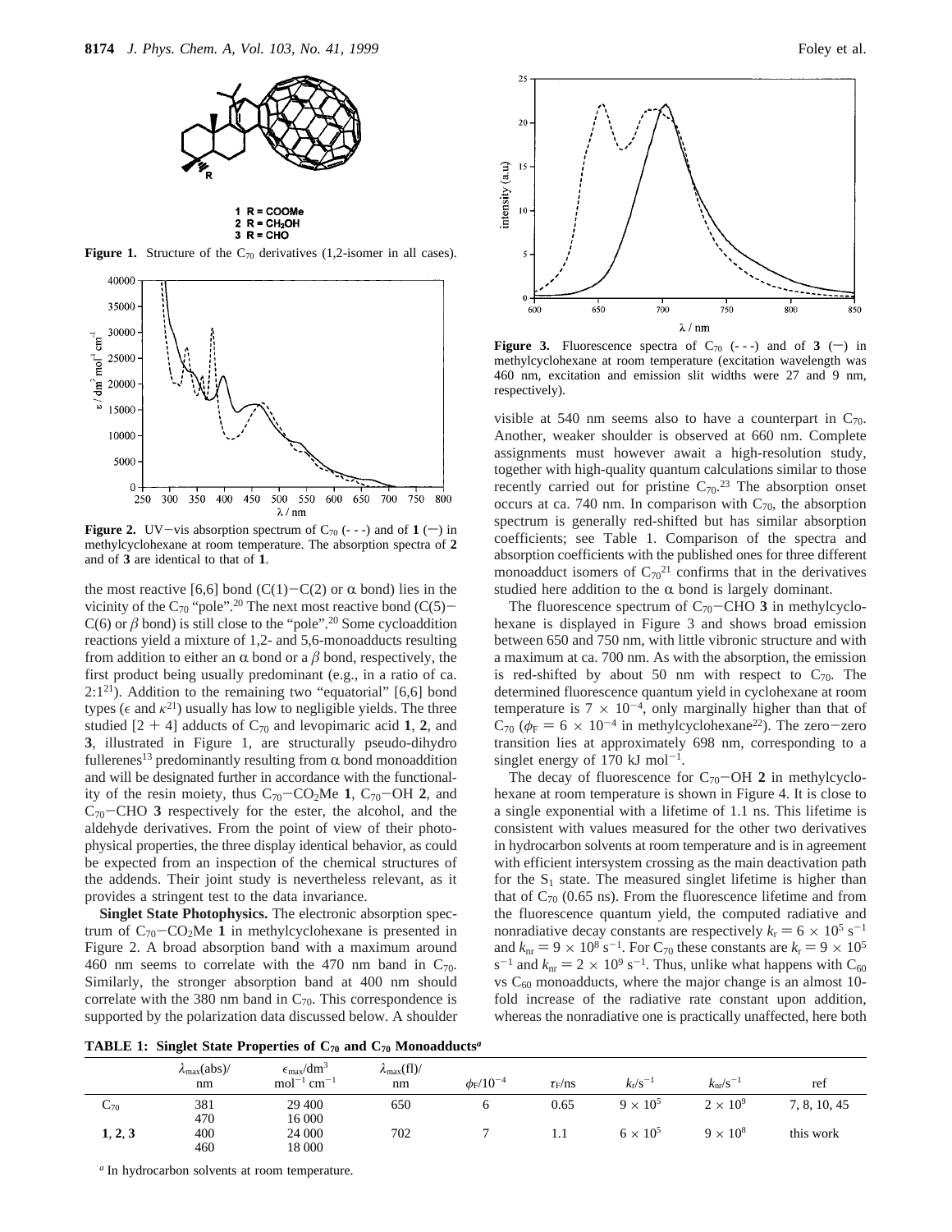**Figure 1.** Structure of the $C_{70}$ derivatives (1,2-isomer in all cases).

**1** R = COOMe
**2** R = $CH_2OH$
**3** R = CHO

**Figure 2.** UV–vis absorption spectrum of $C_{70}$ (- - -) and of **1** (—) in methylcyclohexane at room temperature. The absorption spectra of **2** and of **3** are identical to that of **1**.

the most reactive [6,6] bond (C(1)–C(2) or α bond) lies in the vicinity of the $C_{70}$ "pole".[20] The next most reactive bond (C(5)–C(6) or β bond) is still close to the "pole".[20] Some cycloaddition reactions yield a mixture of 1,2- and 5,6-monoadducts resulting from addition to either an α bond or a β bond, respectively, the first product being usually predominant (e.g., in a ratio of ca. 2:1[21]). Addition to the remaining two "equatorial" [6,6] bond types (ε and κ[21]) usually has low to negligible yields. The three studied [2 + 4] adducts of $C_{70}$ and levopimaric acid **1**, **2**, and **3**, illustrated in Figure 1, are structurally pseudo-dihydro fullerenes[13] predominantly resulting from α bond monoaddition and will be designated further in accordance with the functionality of the resin moiety, thus $C_{70}$–$CO_2$Me **1**, $C_{70}$–OH **2**, and $C_{70}$–CHO **3** respectively for the ester, the alcohol, and the aldehyde derivatives. From the point of view of their photophysical properties, the three display identical behavior, as could be expected from an inspection of the chemical structures of the addends. Their joint study is nevertheless relevant, as it provides a stringent test to the data invariance.

**Singlet State Photophysics.** The electronic absorption spectrum of $C_{70}$–$CO_2$Me **1** in methylcyclohexane is presented in Figure 2. A broad absorption band with a maximum around 460 nm seems to correlate with the 470 nm band in $C_{70}$. Similarly, the stronger absorption band at 400 nm should correlate with the 380 nm band in $C_{70}$. This correspondence is supported by the polarization data discussed below. A shoulder visible at 540 nm seems also to have a counterpart in $C_{70}$. Another, weaker shoulder is observed at 660 nm. Complete assignments must however await a high-resolution study, together with high-quality quantum calculations similar to those recently carried out for pristine $C_{70}$.[23] The absorption onset occurs at ca. 740 nm. In comparison with $C_{70}$, the absorption spectrum is generally red-shifted but has similar absorption coefficients; see Table 1. Comparison of the spectra and absorption coefficients with the published ones for three different monoadduct isomers of $C_{70}$[21] confirms that in the derivatives studied here addition to the α bond is largely dominant.

**Figure 3.** Fluorescence spectra of $C_{70}$ (- - -) and of **3** (—) in methylcyclohexane at room temperature (excitation wavelength was 460 nm, excitation and emission slit widths were 27 and 9 nm, respectively).

The fluorescence spectrum of $C_{70}$–CHO **3** in methylcyclohexane is displayed in Figure 3 and shows broad emission between 650 and 750 nm, with little vibronic structure and with a maximum at ca. 700 nm. As with the absorption, the emission is red-shifted by about 50 nm with respect to $C_{70}$. The determined fluorescence quantum yield in cyclohexane at room temperature is $7 \times 10^{-4}$, only marginally higher than that of $C_{70}$ ($\phi_F = 6 \times 10^{-4}$ in methylcyclohexane[22]). The zero–zero transition lies at approximately 698 nm, corresponding to a singlet energy of 170 kJ mol$^{-1}$.

The decay of fluorescence for $C_{70}$–OH **2** in methylcyclohexane at room temperature is shown in Figure 4. It is close to a single exponential with a lifetime of 1.1 ns. This lifetime is consistent with values measured for the other two derivatives in hydrocarbon solvents at room temperature and is in agreement with efficient intersystem crossing as the main deactivation path for the $S_1$ state. The measured singlet lifetime is higher than that of $C_{70}$ (0.65 ns). From the fluorescence lifetime and from the fluorescence quantum yield, the computed radiative and nonradiative decay constants are respectively $k_r = 6 \times 10^5$ s$^{-1}$ and $k_{nr} = 9 \times 10^8$ s$^{-1}$. For $C_{70}$ these constants are $k_r = 9 \times 10^5$ s$^{-1}$ and $k_{nr} = 2 \times 10^9$ s$^{-1}$. Thus, unlike what happens with $C_{60}$ vs $C_{60}$ monoadducts, where the major change is an almost 10-fold increase of the radiative rate constant upon addition, whereas the nonradiative one is practically unaffected, here both

**TABLE 1: Singlet State Properties of $C_{70}$ and $C_{70}$ Monoadducts**[a]

| | $\lambda_{max}$(abs)/nm | $\epsilon_{max}$/dm$^3$ mol$^{-1}$ cm$^{-1}$ | $\lambda_{max}$(fl)/nm | $\phi_F/10^{-4}$ | $\tau_F$/ns | $k_r$/s$^{-1}$ | $k_{nr}$/s$^{-1}$ | ref |
|---|---|---|---|---|---|---|---|---|
| $C_{70}$ | 381 | 29 400 | 650 | 6 | 0.65 | $9 \times 10^5$ | $2 \times 10^9$ | 7, 8, 10, 45 |
| | 470 | 16 000 | | | | | | |
| **1**, **2**, **3** | 400 | 24 000 | 702 | 7 | 1.1 | $6 \times 10^5$ | $9 \times 10^8$ | this work |
| | 460 | 18 000 | | | | | | |

[a] In hydrocarbon solvents at room temperature.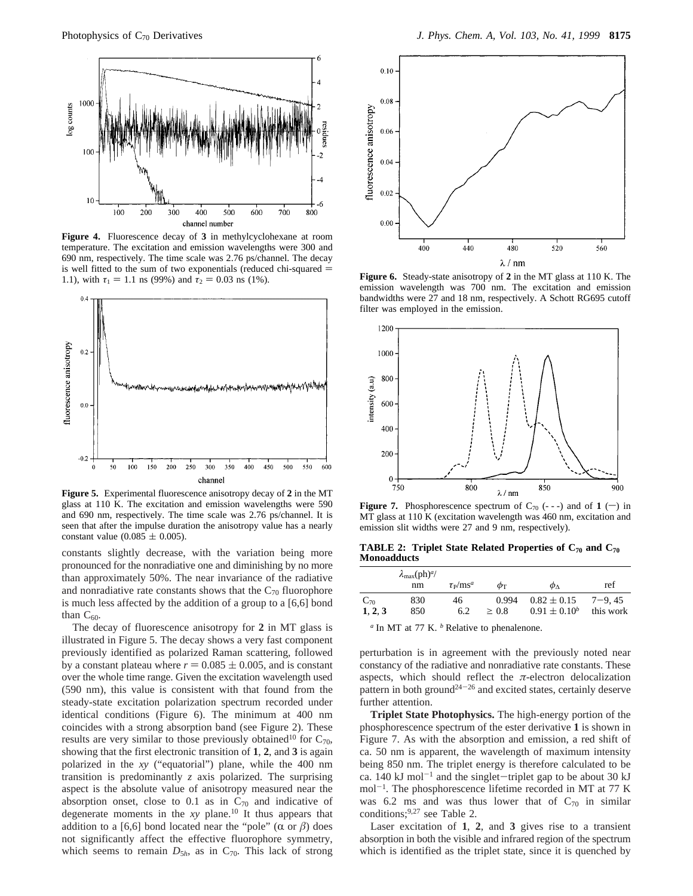**Figure 4.** Fluorescence decay of **3** in methylcyclohexane at room temperature. The excitation and emission wavelengths were 300 and 690 nm, respectively. The time scale was 2.76 ps/channel. The decay is well fitted to the sum of two exponentials (reduced chi-squared = 1.1), with $\tau_1$ = 1.1 ns (99%) and $\tau_2$ = 0.03 ns (1%).

**Figure 5.** Experimental fluorescence anisotropy decay of **2** in the MT glass at 110 K. The excitation and emission wavelengths were 590 and 690 nm, respectively. The time scale was 2.76 ps/channel. It is seen that after the impulse duration the anisotropy value has a nearly constant value (0.085 ± 0.005).

constants slightly decrease, with the variation being more pronounced for the nonradiative one and diminishing by no more than approximately 50%. The near invariance of the radiative and nonradiative rate constants shows that the $C_{70}$ fluorophore is much less affected by the addition of a group to a [6,6] bond than $C_{60}$.

The decay of fluorescence anisotropy for **2** in MT glass is illustrated in Figure 5. The decay shows a very fast component previously identified as polarized Raman scattering, followed by a constant plateau where $r = 0.085 \pm 0.005$, and is constant over the whole time range. Given the excitation wavelength used (590 nm), this value is consistent with that found from the steady-state excitation polarization spectrum recorded under identical conditions (Figure 6). The minimum at 400 nm coincides with a strong absorption band (see Figure 2). These results are very similar to those previously obtained[10] for $C_{70}$, showing that the first electronic transition of **1**, **2**, and **3** is again polarized in the *xy* ("equatorial") plane, while the 400 nm transition is predominantly *z* axis polarized. The surprising aspect is the absolute value of anisotropy measured near the absorption onset, close to 0.1 as in $C_{70}$ and indicative of degenerate moments in the *xy* plane.[10] It thus appears that addition to a [6,6] bond located near the "pole" ($\alpha$ or $\beta$) does not significantly affect the effective fluorophore symmetry, which seems to remain $D_{5h}$, as in $C_{70}$. This lack of strong perturbation is in agreement with the previously noted near constancy of the radiative and nonradiative rate constants. These aspects, which should reflect the $\pi$-electron delocalization pattern in both ground[24-26] and excited states, certainly deserve further attention.

**Figure 6.** Steady-state anisotropy of **2** in the MT glass at 110 K. The emission wavelength was 700 nm. The excitation and emission bandwidths were 27 and 18 nm, respectively. A Schott RG695 cutoff filter was employed in the emission.

**Figure 7.** Phosphorescence spectrum of $C_{70}$ (- - -) and of **1** (—) in MT glass at 110 K (excitation wavelength was 460 nm, excitation and emission slit widths were 27 and 9 nm, respectively).

**TABLE 2: Triplet State Related Properties of $C_{70}$ and $C_{70}$ Monoadducts**

| | $\lambda_{max}$(ph)[a]/nm | $\tau_P$/ms[a] | $\phi_T$ | $\phi_\Delta$ | ref |
|---|---|---|---|---|---|
| $C_{70}$ | 830 | 46 | 0.994 | 0.82 ± 0.15 | 7–9, 45 |
| **1**, **2**, **3** | 850 | 6.2 | ≥ 0.8 | 0.91 ± 0.10[b] | this work |

[a] In MT at 77 K. [b] Relative to phenalenone.

**Triplet State Photophysics.** The high-energy portion of the phosphorescence spectrum of the ester derivative **1** is shown in Figure 7. As with the absorption and emission, a red shift of ca. 50 nm is apparent, the wavelength of maximum intensity being 850 nm. The triplet energy is therefore calculated to be ca. 140 kJ mol$^{-1}$ and the singlet–triplet gap to be about 30 kJ mol$^{-1}$. The phosphorescence lifetime recorded in MT at 77 K was 6.2 ms and was thus lower that of $C_{70}$ in similar conditions;[9,27] see Table 2.

Laser excitation of **1**, **2**, and **3** gives rise to a transient absorption in both the visible and infrared region of the spectrum which is identified as the triplet state, since it is quenched by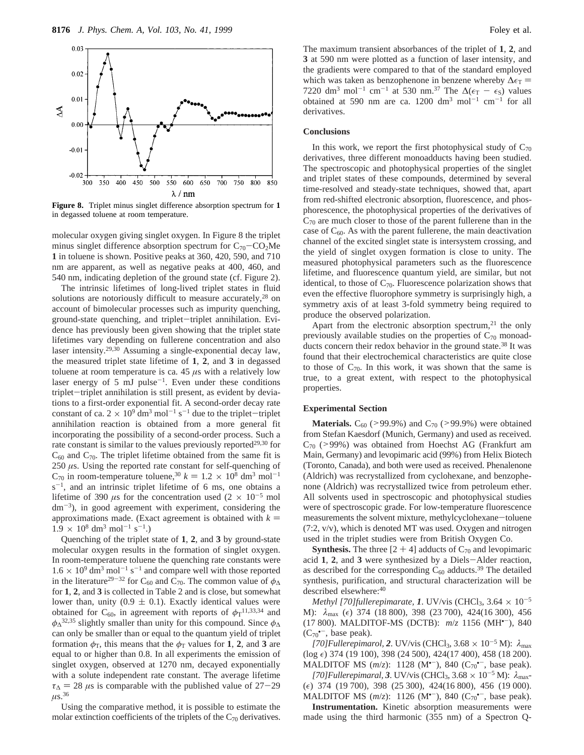**Figure 8.** Triplet minus singlet difference absorption spectrum for **1** in degassed toluene at room temperature.

molecular oxygen giving singlet oxygen. In Figure 8 the triplet minus singlet difference absorption spectrum for $C_{70}$–$CO_2Me$ **1** in toluene is shown. Positive peaks at 360, 420, 590, and 710 nm are apparent, as well as negative peaks at 400, 460, and 540 nm, indicating depletion of the ground state (cf. Figure 2).

The intrinsic lifetimes of long-lived triplet states in fluid solutions are notoriously difficult to measure accurately,[28] on account of bimolecular processes such as impurity quenching, ground-state quenching, and triplet–triplet annihilation. Evidence has previously been given showing that the triplet state lifetimes vary depending on fullerene concentration and also laser intensity.[29,30] Assuming a single-exponential decay law, the measured triplet state lifetime of **1**, **2**, and **3** in degassed toluene at room temperature is ca. 45 $\mu$s with a relatively low laser energy of 5 mJ pulse$^{-1}$. Even under these conditions triplet–triplet annihilation is still present, as evident by deviations to a first-order exponential fit. A second-order decay rate constant of ca. $2 \times 10^9$ dm$^3$ mol$^{-1}$ s$^{-1}$ due to the triplet–triplet annihilation reaction is obtained from a more general fit incorporating the possibility of a second-order process. Such a rate constant is similar to the values previously reported[29,30] for $C_{60}$ and $C_{70}$. The triplet lifetime obtained from the same fit is 250 $\mu$s. Using the reported rate constant for self-quenching of $C_{70}$ in room-temperature toluene,[30] $k = 1.2 \times 10^8$ dm$^3$ mol$^{-1}$ s$^{-1}$, and an intrinsic triplet lifetime of 6 ms, one obtains a lifetime of 390 $\mu$s for the concentration used ($2 \times 10^{-5}$ mol dm$^{-3}$), in good agreement with experiment, considering the approximations made. (Exact agreement is obtained with $k = 1.9 \times 10^8$ dm$^3$ mol$^{-1}$ s$^{-1}$.)

Quenching of the triplet state of **1**, **2**, and **3** by ground-state molecular oxygen results in the formation of singlet oxygen. In room-temperature toluene the quenching rate constants were $1.6 \times 10^9$ dm$^3$ mol$^{-1}$ s$^{-1}$ and compare well with those reported in the literature[29–32] for $C_{60}$ and $C_{70}$. The common value of $\phi_\Delta$ for **1**, **2**, and **3** is collected in Table 2 and is close, but somewhat lower than, unity (0.9 ± 0.1). Exactly identical values were obtained for $C_{60}$, in agreement with reports of $\phi_T$[11,33,34] and $\phi_\Delta$[32,35] slightly smaller than unity for this compound. Since $\phi_\Delta$ can only be smaller than or equal to the quantum yield of triplet formation $\phi_T$, this means that the $\phi_T$ values for **1**, **2**, and **3** are equal to or higher than 0.8. In all experiments the emission of singlet oxygen, observed at 1270 nm, decayed exponentially with a solute independent rate constant. The average lifetime $\tau_\Delta = 28$ $\mu$s is comparable with the published value of 27–29 $\mu$s.[36]

Using the comparative method, it is possible to estimate the molar extinction coefficients of the triplets of the $C_{70}$ derivatives. The maximum transient absorbances of the triplet of **1**, **2**, and **3** at 590 nm were plotted as a function of laser intensity, and the gradients were compared to that of the standard employed which was taken as benzophenone in benzene whereby $\Delta\epsilon_T = 7220$ dm$^3$ mol$^{-1}$ cm$^{-1}$ at 530 nm.[37] The $\Delta(\epsilon_T - \epsilon_S)$ values obtained at 590 nm are ca. 1200 dm$^3$ mol$^{-1}$ cm$^{-1}$ for all derivatives.

## Conclusions

In this work, we report the first photophysical study of $C_{70}$ derivatives, three different monoadducts having been studied. The spectroscopic and photophysical properties of the singlet and triplet states of these compounds, determined by several time-resolved and steady-state techniques, showed that, apart from red-shifted electronic absorption, fluorescence, and phosphorescence, the photophysical properties of the derivatives of $C_{70}$ are much closer to those of the parent fullerene than in the case of $C_{60}$. As with the parent fullerene, the main deactivation channel of the excited singlet state is intersystem crossing, and the yield of singlet oxygen formation is close to unity. The measured photophysical parameters such as the fluorescence lifetime, and fluorescence quantum yield, are similar, but not identical, to those of $C_{70}$. Fluorescence polarization shows that even the effective fluorophore symmetry is surprisingly high, a symmetry axis of at least 3-fold symmetry being required to produce the observed polarization.

Apart from the electronic absorption spectrum,[21] the only previously available studies on the properties of $C_{70}$ monoadducts concern their redox behavior in the ground state.[38] It was found that their electrochemical characteristics are quite close to those of $C_{70}$. In this work, it was shown that the same is true, to a great extent, with respect to the photophysical properties.

## Experimental Section

**Materials.** $C_{60}$ (>99.9%) and $C_{70}$ (>99.9%) were obtained from Stefan Kaesdorf (Munich, Germany) and used as received. $C_{70}$ (>99%) was obtained from Hoechst AG (Frankfurt am Main, Germany) and levopimaric acid (99%) from Helix Biotech (Toronto, Canada), and both were used as received. Phenalenone (Aldrich) was recrystallized from cyclohexane, and benzophenone (Aldrich) was recrystallized twice from petroleum ether. All solvents used in spectroscopic and photophysical studies were of spectroscopic grade. For low-temperature fluorescence measurements the solvent mixture, methylcyclohexane–toluene (7:2, v/v), which is denoted MT was used. Oxygen and nitrogen used in the triplet studies were from British Oxygen Co.

**Synthesis.** The three [2 + 4] adducts of $C_{70}$ and levopimaric acid **1**, **2**, and **3** were synthesized by a Diels–Alder reaction, as described for the corresponding $C_{60}$ adducts.[39] The detailed synthesis, purification, and structural characterization will be described elsewhere:[40]

*Methyl [70]fullerepimarate, **1***. UV/vis (CHCl$_3$, $3.64 \times 10^{-5}$ M): $\lambda_{max}$ ($\epsilon$) 374 (18 800), 398 (23 700), 424(16 300), 456 (17 800). MALDITOF-MS (DCTB): *m/z* 1156 (MH$^{\bullet-}$), 840 ($C_{70}^{\bullet-}$, base peak).

*[70]Fullerepimarol, **2***. UV/vis (CHCl$_3$, $3.68 \times 10^{-5}$ M): $\lambda_{max}$ (log $\epsilon$) 374 (19 100), 398 (24 500), 424(17 400), 458 (18 200). MALDITOF MS (*m/z*): 1128 (M$^{\bullet-}$), 840 ($C_{70}^{\bullet-}$, base peak).

*[70]Fullerepimaral, **3***. UV/vis (CHCl$_3$, $3.68 \times 10^{-5}$ M): $\lambda_{max}$ ($\epsilon$) 374 (19 700), 398 (25 300), 424(16 800), 456 (19 000). MALDITOF MS (*m/z*): 1126 (M$^{\bullet-}$), 840 ($C_{70}^{\bullet-}$, base peak).

**Instrumentation.** Kinetic absorption measurements were made using the third harmonic (355 nm) of a Spectron Q-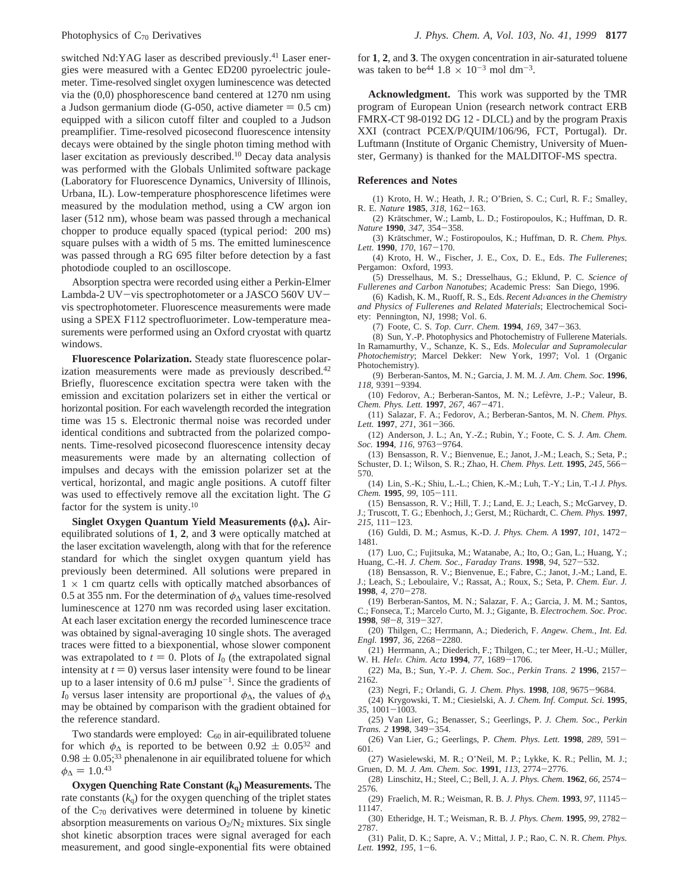switched Nd:YAG laser as described previously.[41] Laser energies were measured with a Gentec ED200 pyroelectric joulemeter. Time-resolved singlet oxygen luminescence was detected via the (0,0) phosphorescence band centered at 1270 nm using a Judson germanium diode (G-050, active diameter = 0.5 cm) equipped with a silicon cutoff filter and coupled to a Judson preamplifier. Time-resolved picosecond fluorescence intensity decays were obtained by the single photon timing method with laser excitation as previously described.[10] Decay data analysis was performed with the Globals Unlimited software package (Laboratory for Fluorescence Dynamics, University of Illinois, Urbana, IL). Low-temperature phosphorescence lifetimes were measured by the modulation method, using a CW argon ion laser (512 nm), whose beam was passed through a mechanical chopper to produce equally spaced (typical period: 200 ms) square pulses with a width of 5 ms. The emitted luminescence was passed through a RG 695 filter before detection by a fast photodiode coupled to an oscilloscope.

Absorption spectra were recorded using either a Perkin-Elmer Lambda-2 UV–vis spectrophotometer or a JASCO 560V UV–vis spectrophotometer. Fluorescence measurements were made using a SPEX F112 spectrofluorimeter. Low-temperature measurements were performed using an Oxford cryostat with quartz windows.

**Fluorescence Polarization.** Steady state fluorescence polarization measurements were made as previously described.[42] Briefly, fluorescence excitation spectra were taken with the emission and excitation polarizers set in either the vertical or horizontal position. For each wavelength recorded the integration time was 15 s. Electronic thermal noise was recorded under identical conditions and subtracted from the polarized components. Time-resolved picosecond fluorescence intensity decay measurements were made by an alternating collection of impulses and decays with the emission polarizer set at the vertical, horizontal, and magic angle positions. A cutoff filter was used to effectively remove all the excitation light. The *G* factor for the system is unity.[10]

**Singlet Oxygen Quantum Yield Measurements ($\phi_\Delta$).** Air-equilibrated solutions of **1**, **2**, and **3** were optically matched at the laser excitation wavelength, along with that for the reference standard for which the singlet oxygen quantum yield has previously been determined. All solutions were prepared in $1 \times 1$ cm quartz cells with optically matched absorbances of 0.5 at 355 nm. For the determination of $\phi_\Delta$ values time-resolved luminescence at 1270 nm was recorded using laser excitation. At each laser excitation energy the recorded luminescence trace was obtained by signal-averaging 10 single shots. The averaged traces were fitted to a biexponential, whose slower component was extrapolated to $t = 0$. Plots of $I_0$ (the extrapolated signal intensity at $t = 0$) versus laser intensity were found to be linear up to a laser intensity of 0.6 mJ pulse$^{-1}$. Since the gradients of $I_0$ versus laser intensity are proportional $\phi_\Delta$, the values of $\phi_\Delta$ may be obtained by comparison with the gradient obtained for the reference standard.

Two standards were employed: $C_{60}$ in air-equilibrated toluene for which $\phi_\Delta$ is reported to be between $0.92 \pm 0.05$[32] and $0.98 \pm 0.05$;[33] phenalenone in air equilibrated toluene for which $\phi_\Delta = 1.0$.[43]

**Oxygen Quenching Rate Constant ($k_q$) Measurements.** The rate constants ($k_q$) for the oxygen quenching of the triplet states of the $C_{70}$ derivatives were determined in toluene by kinetic absorption measurements on various $O_2/N_2$ mixtures. Six single shot kinetic absorption traces were signal averaged for each measurement, and good single-exponential fits were obtained for **1**, **2**, and **3**. The oxygen concentration in air-saturated toluene was taken to be[44] $1.8 \times 10^{-3}$ mol dm$^{-3}$.

**Acknowledgment.** This work was supported by the TMR program of European Union (research network contract ERB FMRX-CT 98-0192 DG 12 - DLCL) and by the program Praxis XXI (contract PCEX/P/QUIM/106/96, FCT, Portugal). Dr. Luftmann (Institute of Organic Chemistry, University of Muenster, Germany) is thanked for the MALDITOF-MS spectra.

## References and Notes

(1) Kroto, H. W.; Heath, J. R.; O'Brien, S. C.; Curl, R. F.; Smalley, R. E. *Nature* **1985**, *318*, 162–163.

(2) Krätschmer, W.; Lamb, L. D.; Fostiropoulos, K.; Huffman, D. R. *Nature* **1990**, *347*, 354–358.

(3) Krätschmer, W.; Fostiropoulos, K.; Huffman, D. R. *Chem. Phys. Lett.* **1990**, *170*, 167–170.

(4) Kroto, H. W., Fischer, J. E., Cox, D. E., Eds. *The Fullerenes*; Pergamon: Oxford, 1993.

(5) Dresselhaus, M. S.; Dresselhaus, G.; Eklund, P. C. *Science of Fullerenes and Carbon Nanotubes*; Academic Press: San Diego, 1996.

(6) Kadish, K. M., Ruoff, R. S., Eds. *Recent Advances in the Chemistry and Physics of Fullerenes and Related Materials*; Electrochemical Society: Pennington, NJ, 1998; Vol. 6.

(7) Foote, C. S. *Top. Curr. Chem.* **1994**, *169*, 347–363.

(8) Sun, Y.-P. Photophysics and Photochemistry of Fullerene Materials. In Ramamurthy, V., Schanze, K. S., Eds. *Molecular and Supramolecular Photochemistry*; Marcel Dekker: New York, 1997; Vol. 1 (Organic Photochemistry).

(9) Berberan-Santos, M. N.; Garcia, J. M. M. *J. Am. Chem. Soc.* **1996**, *118*, 9391–9394.

(10) Fedorov, A.; Berberan-Santos, M. N.; Lefèvre, J.-P.; Valeur, B. *Chem. Phys. Lett.* **1997**, *267*, 467–471.

(11) Salazar, F. A.; Fedorov, A.; Berberan-Santos, M. N. *Chem. Phys. Lett.* **1997**, *271*, 361–366.

(12) Anderson, J. L.; An, Y.-Z.; Rubin, Y.; Foote, C. S. *J. Am. Chem. Soc.* **1994**, *116*, 9763–9764.

(13) Bensasson, R. V.; Bienvenue, E.; Janot, J.-M.; Leach, S.; Seta, P.; Schuster, D. I.; Wilson, S. R.; Zhao, H. *Chem. Phys. Lett.* **1995**, *245*, 566–570.

(14) Lin, S.-K.; Shiu, L.-L.; Chien, K.-M.; Luh, T.-Y.; Lin, T.-I *J. Phys. Chem.* **1995**, *99*, 105–111.

(15) Bensasson, R. V.; Hill, T. J.; Land, E. J.; Leach, S.; McGarvey, D. J.; Truscott, T. G.; Ebenhoch, J.; Gerst, M.; Rüchardt, C. *Chem. Phys.* **1997**, *215*, 111–123.

(16) Guldi, D. M.; Asmus, K.-D. *J. Phys. Chem. A* **1997**, *101*, 1472–1481.

(17) Luo, C.; Fujitsuka, M.; Watanabe, A.; Ito, O.; Gan, L.; Huang, Y.; Huang, C.-H. *J. Chem. Soc., Faraday Trans.* **1998**, *94*, 527–532.

(18) Bensasson, R. V.; Bienvenue, E.; Fabre, C.; Janot, J.-M.; Land, E. J.; Leach, S.; Leboulaire, V.; Rassat, A.; Roux, S.; Seta, P. *Chem. Eur. J.* **1998**, *4*, 270–278.

(19) Berberan-Santos, M. N.; Salazar, F. A.; Garcia, J. M. M.; Santos, C.; Fonseca, T.; Marcelo Curto, M. J.; Gigante, B. *Electrochem. Soc. Proc.* **1998**, *98–8*, 319–327.

(20) Thilgen, C.; Herrmann, A.; Diederich, F. *Angew. Chem., Int. Ed. Engl.* **1997**, *36*, 2268–2280.

(21) Herrmann, A.; Diederich, F.; Thilgen, C.; ter Meer, H.-U.; Müller, W. H. *Helv. Chim. Acta* **1994**, *77*, 1689–1706.

(22) Ma, B.; Sun, Y.-P. *J. Chem. Soc., Perkin Trans. 2* **1996**, 2157–2162.

(23) Negri, F.; Orlandi, G. *J. Chem. Phys.* **1998**, *108*, 9675–9684.

(24) Krygowski, T. M.; Ciesielski, A. *J. Chem. Inf. Comput. Sci.* **1995**, *35*, 1001–1003.

(25) Van Lier, G.; Benasser, S.; Geerlings, P. *J. Chem. Soc., Perkin Trans. 2* **1998**, 349–354.

(26) Van Lier, G.; Geerlings, P. *Chem. Phys. Lett.* **1998**, *289*, 591–601.

(27) Wasielewski, M. R.; O'Neil, M. P.; Lykke, K. R.; Pellin, M. J.; Gruen, D. M. *J. Am. Chem. Soc.* **1991**, *113*, 2774–2776.

(28) Linschitz, H.; Steel, C.; Bell, J. A. *J. Phys. Chem.* **1962**, *66*, 2574–2576.

(29) Fraelich, M. R.; Weisman, R. B. *J. Phys. Chem.* **1993**, *97*, 11145–11147.

(30) Etheridge, H. T.; Weisman, R. B. *J. Phys. Chem.* **1995**, *99*, 2782–2787.

(31) Palit, D. K.; Sapre, A. V.; Mittal, J. P.; Rao, C. N. R. *Chem. Phys. Lett.* **1992**, *195*, 1–6.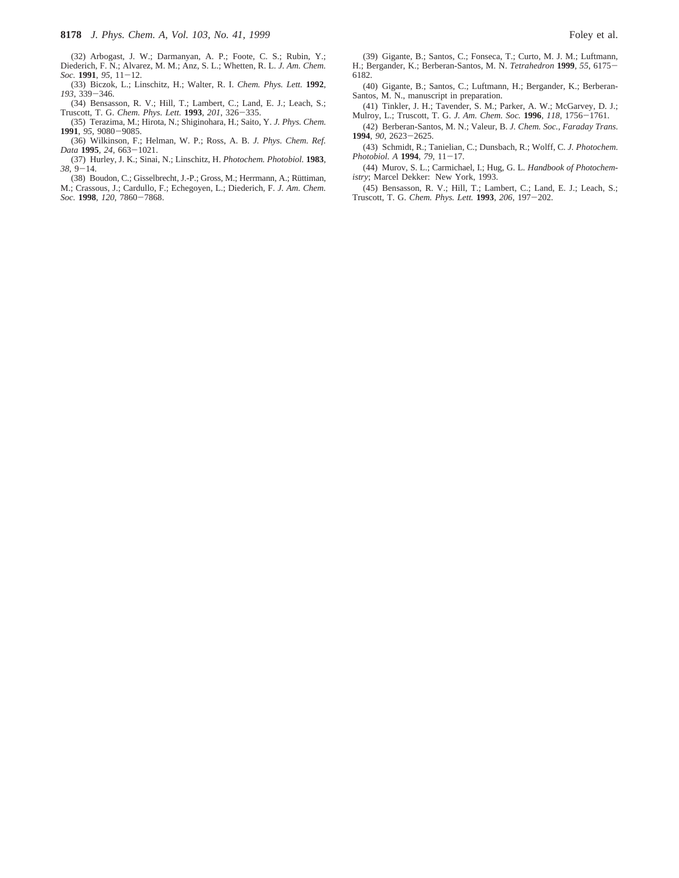(32) Arbogast, J. W.; Darmanyan, A. P.; Foote, C. S.; Rubin, Y.; Diederich, F. N.; Alvarez, M. M.; Anz, S. L.; Whetten, R. L. *J. Am. Chem. Soc.* **1991**, *95*, 11−12.

(33) Biczok, L.; Linschitz, H.; Walter, R. I. *Chem. Phys. Lett.* **1992**, *193*, 339−346.

(34) Bensasson, R. V.; Hill, T.; Lambert, C.; Land, E. J.; Leach, S.; Truscott, T. G. *Chem. Phys. Lett.* **1993**, *201*, 326−335.

(35) Terazima, M.; Hirota, N.; Shiginohara, H.; Saito, Y. *J. Phys. Chem.* **1991**, *95*, 9080−9085.

(36) Wilkinson, F.; Helman, W. P.; Ross, A. B. *J. Phys. Chem. Ref. Data* **1995**, *24*, 663−1021.

(37) Hurley, J. K.; Sinai, N.; Linschitz, H. *Photochem. Photobiol.* **1983**, *38*, 9−14.

(38) Boudon, C.; Gisselbrecht, J.-P.; Gross, M.; Herrmann, A.; Rüttiman, M.; Crassous, J.; Cardullo, F.; Echegoyen, L.; Diederich, F. *J. Am. Chem. Soc.* **1998**, *120*, 7860−7868.

(39) Gigante, B.; Santos, C.; Fonseca, T.; Curto, M. J. M.; Luftmann, H.; Bergander, K.; Berberan-Santos, M. N. *Tetrahedron* **1999**, *55*, 6175−6182.

(40) Gigante, B.; Santos, C.; Luftmann, H.; Bergander, K.; Berberan-Santos, M. N., manuscript in preparation.

(41) Tinkler, J. H.; Tavender, S. M.; Parker, A. W.; McGarvey, D. J.; Mulroy, L.; Truscott, T. G. *J. Am. Chem. Soc.* **1996**, *118*, 1756−1761.

(42) Berberan-Santos, M. N.; Valeur, B. *J. Chem. Soc., Faraday Trans.* **1994**, *90*, 2623−2625.

(43) Schmidt, R.; Tanielian, C.; Dunsbach, R.; Wolff, C. *J. Photochem. Photobiol. A* **1994**, *79*, 11−17.

(44) Murov, S. L.; Carmichael, I.; Hug, G. L. *Handbook of Photochemistry*; Marcel Dekker: New York, 1993.

(45) Bensasson, R. V.; Hill, T.; Lambert, C.; Land, E. J.; Leach, S.; Truscott, T. G. *Chem. Phys. Lett.* **1993**, *206*, 197−202.